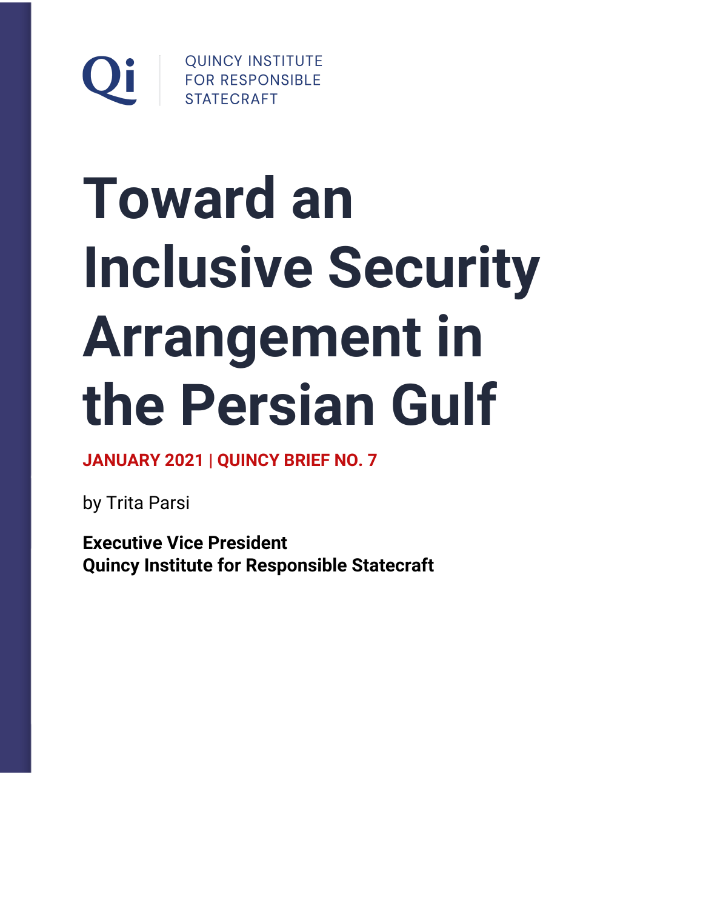Qi | QUINCY INSTITUTE FOR RESPONSIBLE STATECRAFT

# Toward an Inclusive Security Arrangement in the Persian Gulf

**JANUARY 2021 | QUINCY BRIEF NO. 7**

by Trita Parsi

**Executive Vice President**
**Quincy Institute for Responsible Statecraft**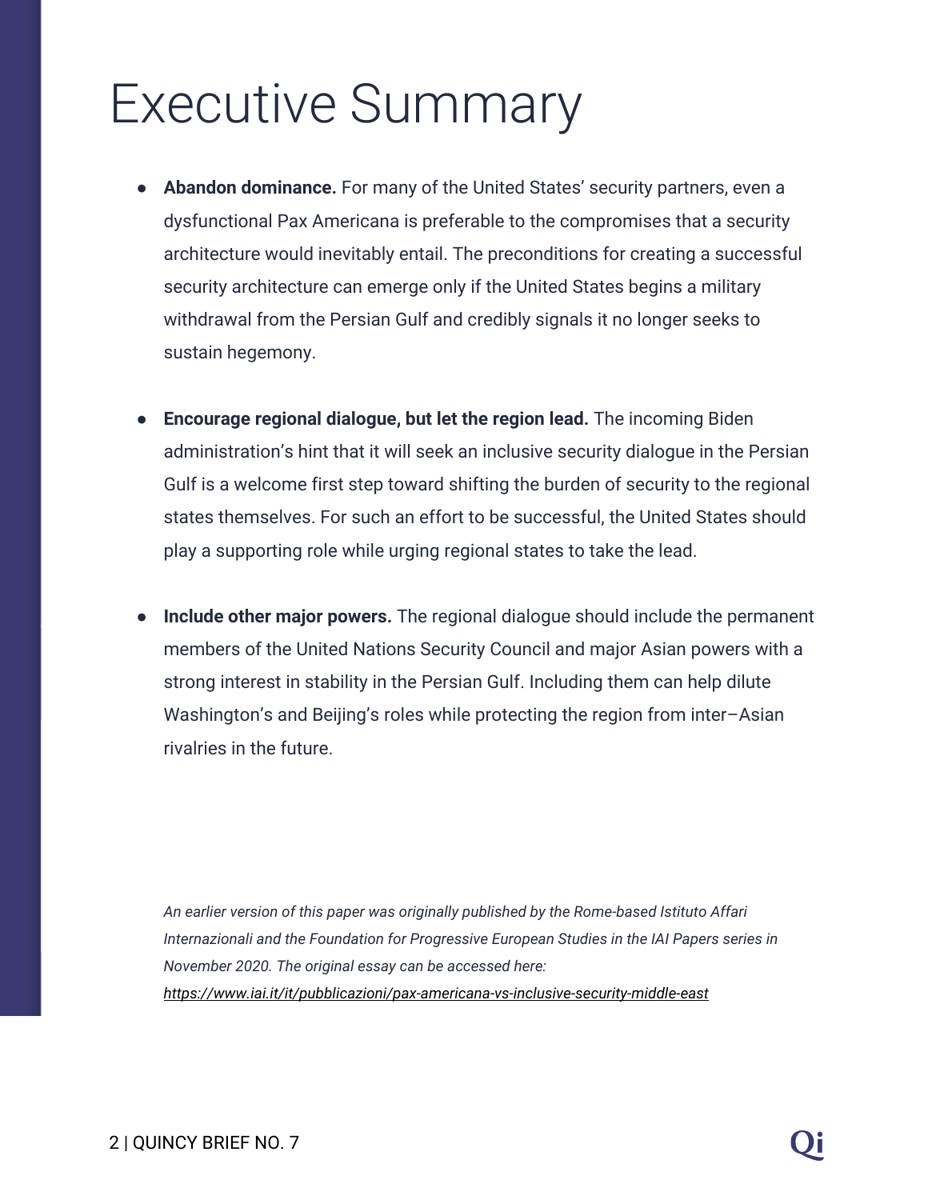# Executive Summary

- **Abandon dominance.** For many of the United States' security partners, even a dysfunctional Pax Americana is preferable to the compromises that a security architecture would inevitably entail. The preconditions for creating a successful security architecture can emerge only if the United States begins a military withdrawal from the Persian Gulf and credibly signals it no longer seeks to sustain hegemony.

- **Encourage regional dialogue, but let the region lead.** The incoming Biden administration's hint that it will seek an inclusive security dialogue in the Persian Gulf is a welcome first step toward shifting the burden of security to the regional states themselves. For such an effort to be successful, the United States should play a supporting role while urging regional states to take the lead.

- **Include other major powers.** The regional dialogue should include the permanent members of the United Nations Security Council and major Asian powers with a strong interest in stability in the Persian Gulf. Including them can help dilute Washington's and Beijing's roles while protecting the region from inter–Asian rivalries in the future.

*An earlier version of this paper was originally published by the Rome-based Istituto Affari Internazionali and the Foundation for Progressive European Studies in the IAI Papers series in November 2020. The original essay can be accessed here:* *https://www.iai.it/it/pubblicazioni/pax-americana-vs-inclusive-security-middle-east*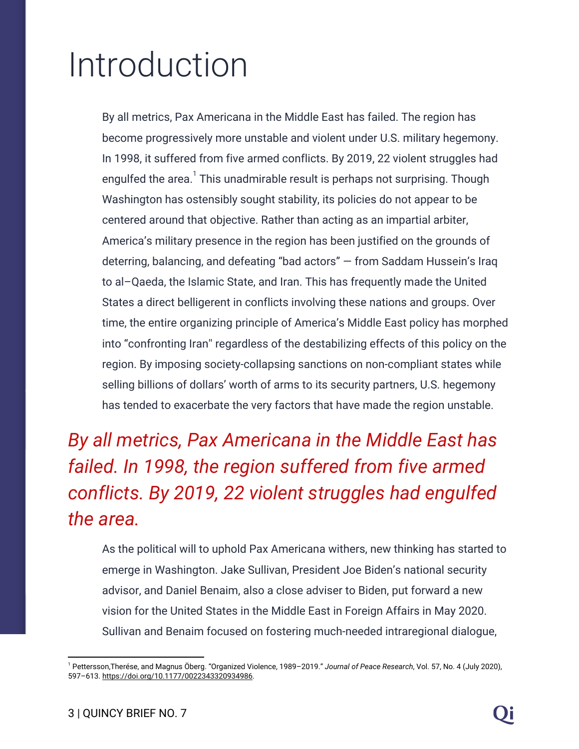# Introduction

By all metrics, Pax Americana in the Middle East has failed. The region has become progressively more unstable and violent under U.S. military hegemony. In 1998, it suffered from five armed conflicts. By 2019, 22 violent struggles had engulfed the area.[1] This unadmirable result is perhaps not surprising. Though Washington has ostensibly sought stability, its policies do not appear to be centered around that objective. Rather than acting as an impartial arbiter, America's military presence in the region has been justified on the grounds of deterring, balancing, and defeating "bad actors" — from Saddam Hussein's Iraq to al–Qaeda, the Islamic State, and Iran. This has frequently made the United States a direct belligerent in conflicts involving these nations and groups. Over time, the entire organizing principle of America's Middle East policy has morphed into "confronting Iran" regardless of the destabilizing effects of this policy on the region. By imposing society-collapsing sanctions on non-compliant states while selling billions of dollars' worth of arms to its security partners, U.S. hegemony has tended to exacerbate the very factors that have made the region unstable.

*By all metrics, Pax Americana in the Middle East has failed. In 1998, the region suffered from five armed conflicts. By 2019, 22 violent struggles had engulfed the area.*

As the political will to uphold Pax Americana withers, new thinking has started to emerge in Washington. Jake Sullivan, President Joe Biden's national security advisor, and Daniel Benaim, also a close adviser to Biden, put forward a new vision for the United States in the Middle East in Foreign Affairs in May 2020. Sullivan and Benaim focused on fostering much-needed intraregional dialogue,

[1] Pettersson,Therése, and Magnus Öberg. "Organized Violence, 1989–2019." *Journal of Peace Research*, Vol. 57, No. 4 (July 2020), 597–613. https://doi.org/10.1177/0022343320934986.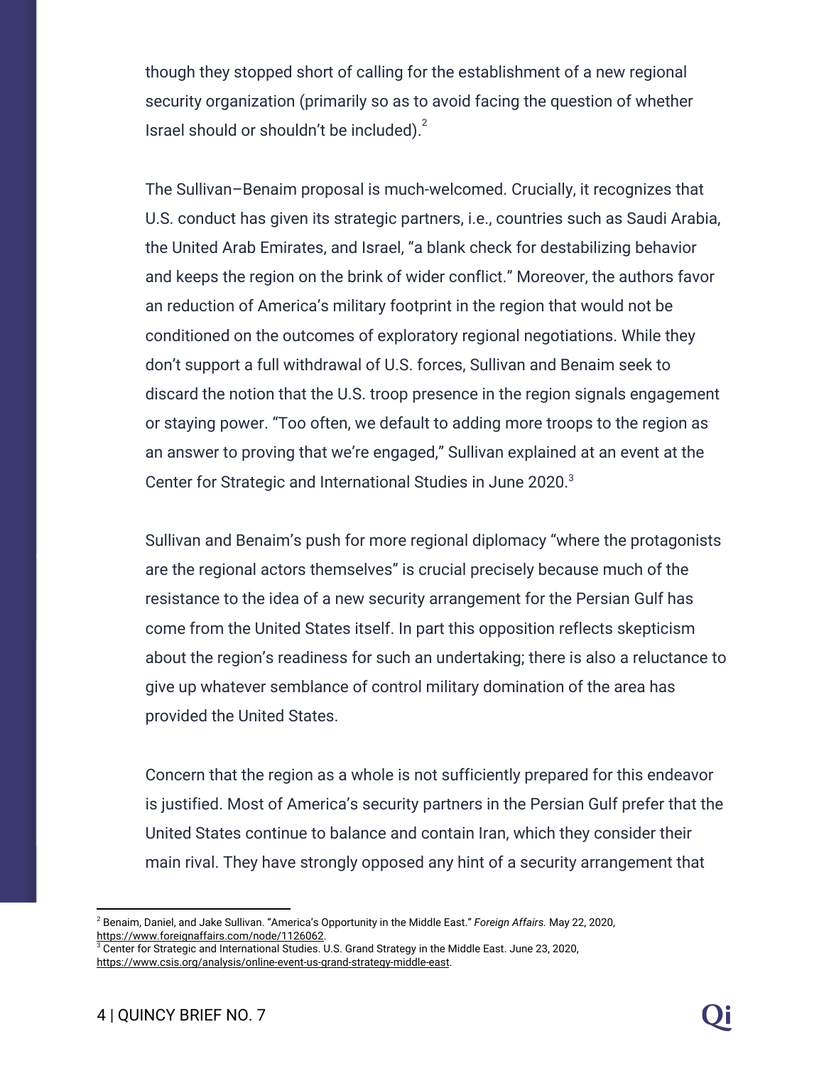though they stopped short of calling for the establishment of a new regional security organization (primarily so as to avoid facing the question of whether Israel should or shouldn't be included).[2]

The Sullivan–Benaim proposal is much-welcomed. Crucially, it recognizes that U.S. conduct has given its strategic partners, i.e., countries such as Saudi Arabia, the United Arab Emirates, and Israel, "a blank check for destabilizing behavior and keeps the region on the brink of wider conflict." Moreover, the authors favor an reduction of America's military footprint in the region that would not be conditioned on the outcomes of exploratory regional negotiations. While they don't support a full withdrawal of U.S. forces, Sullivan and Benaim seek to discard the notion that the U.S. troop presence in the region signals engagement or staying power. "Too often, we default to adding more troops to the region as an answer to proving that we're engaged," Sullivan explained at an event at the Center for Strategic and International Studies in June 2020.[3]

Sullivan and Benaim's push for more regional diplomacy "where the protagonists are the regional actors themselves" is crucial precisely because much of the resistance to the idea of a new security arrangement for the Persian Gulf has come from the United States itself. In part this opposition reflects skepticism about the region's readiness for such an undertaking; there is also a reluctance to give up whatever semblance of control military domination of the area has provided the United States.

Concern that the region as a whole is not sufficiently prepared for this endeavor is justified. Most of America's security partners in the Persian Gulf prefer that the United States continue to balance and contain Iran, which they consider their main rival. They have strongly opposed any hint of a security arrangement that

---

[2] Benaim, Daniel, and Jake Sullivan. "America's Opportunity in the Middle East." *Foreign Affairs.* May 22, 2020, https://www.foreignaffairs.com/node/1126062.

[3] Center for Strategic and International Studies. U.S. Grand Strategy in the Middle East. June 23, 2020, https://www.csis.org/analysis/online-event-us-grand-strategy-middle-east.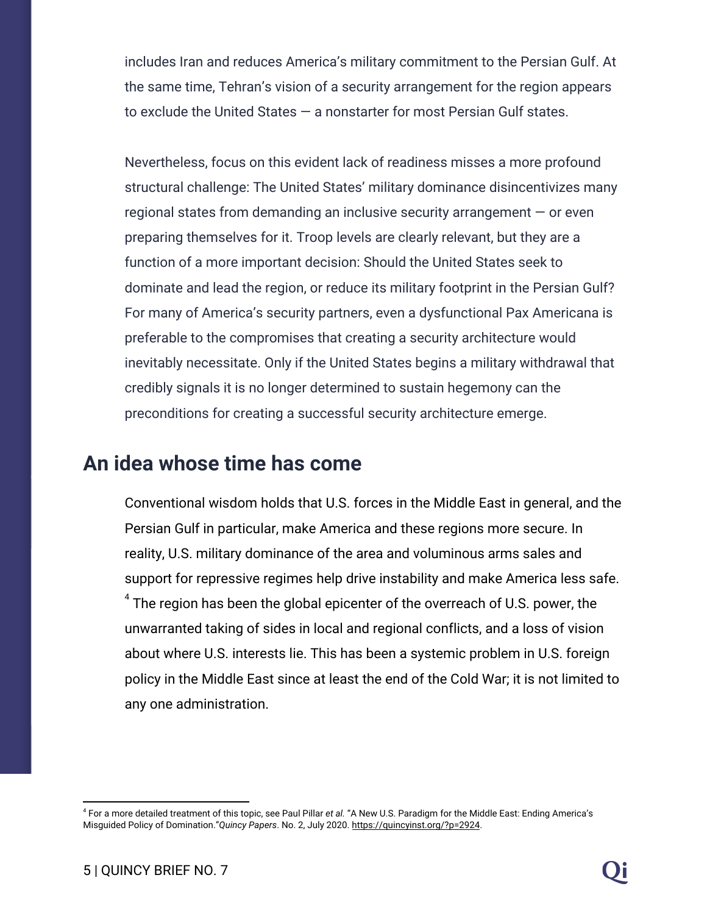includes Iran and reduces America's military commitment to the Persian Gulf. At the same time, Tehran's vision of a security arrangement for the region appears to exclude the United States — a nonstarter for most Persian Gulf states.

Nevertheless, focus on this evident lack of readiness misses a more profound structural challenge: The United States' military dominance disincentivizes many regional states from demanding an inclusive security arrangement — or even preparing themselves for it. Troop levels are clearly relevant, but they are a function of a more important decision: Should the United States seek to dominate and lead the region, or reduce its military footprint in the Persian Gulf? For many of America's security partners, even a dysfunctional Pax Americana is preferable to the compromises that creating a security architecture would inevitably necessitate. Only if the United States begins a military withdrawal that credibly signals it is no longer determined to sustain hegemony can the preconditions for creating a successful security architecture emerge.

## An idea whose time has come

Conventional wisdom holds that U.S. forces in the Middle East in general, and the Persian Gulf in particular, make America and these regions more secure. In reality, U.S. military dominance of the area and voluminous arms sales and support for repressive regimes help drive instability and make America less safe.[4] The region has been the global epicenter of the overreach of U.S. power, the unwarranted taking of sides in local and regional conflicts, and a loss of vision about where U.S. interests lie. This has been a systemic problem in U.S. foreign policy in the Middle East since at least the end of the Cold War; it is not limited to any one administration.

[4] For a more detailed treatment of this topic, see Paul Pillar *et al.* "A New U.S. Paradigm for the Middle East: Ending America's Misguided Policy of Domination."*Quincy Papers*. No. 2, July 2020. https://quincyinst.org/?p=2924.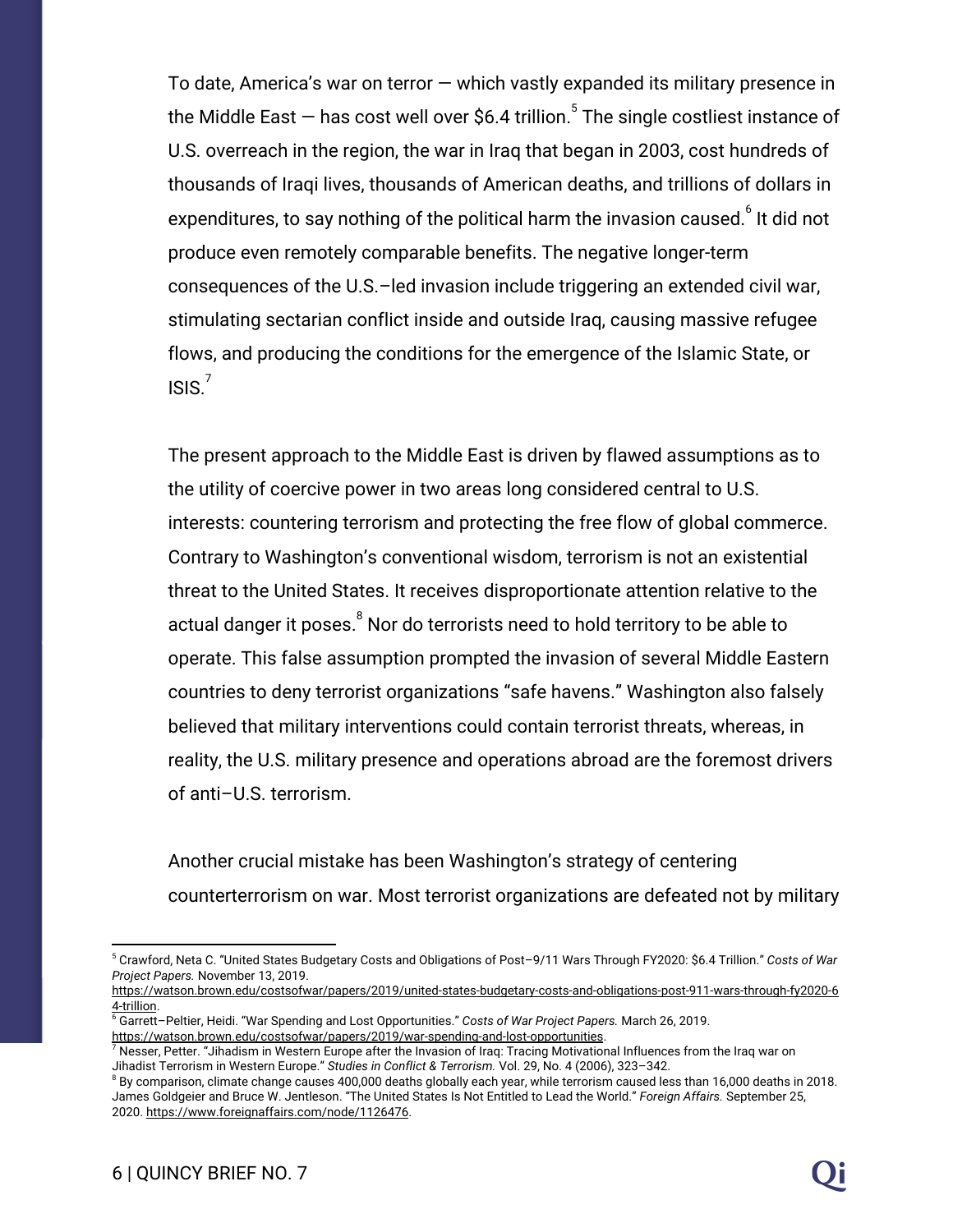To date, America's war on terror — which vastly expanded its military presence in the Middle East — has cost well over $6.4 trillion.[5] The single costliest instance of U.S. overreach in the region, the war in Iraq that began in 2003, cost hundreds of thousands of Iraqi lives, thousands of American deaths, and trillions of dollars in expenditures, to say nothing of the political harm the invasion caused.[6] It did not produce even remotely comparable benefits. The negative longer-term consequences of the U.S.–led invasion include triggering an extended civil war, stimulating sectarian conflict inside and outside Iraq, causing massive refugee flows, and producing the conditions for the emergence of the Islamic State, or ISIS.[7]

The present approach to the Middle East is driven by flawed assumptions as to the utility of coercive power in two areas long considered central to U.S. interests: countering terrorism and protecting the free flow of global commerce. Contrary to Washington's conventional wisdom, terrorism is not an existential threat to the United States. It receives disproportionate attention relative to the actual danger it poses.[8] Nor do terrorists need to hold territory to be able to operate. This false assumption prompted the invasion of several Middle Eastern countries to deny terrorist organizations "safe havens." Washington also falsely believed that military interventions could contain terrorist threats, whereas, in reality, the U.S. military presence and operations abroad are the foremost drivers of anti–U.S. terrorism.

Another crucial mistake has been Washington's strategy of centering counterterrorism on war. Most terrorist organizations are defeated not by military

---

[5] Crawford, Neta C. "United States Budgetary Costs and Obligations of Post–9/11 Wars Through FY2020: $6.4 Trillion." *Costs of War Project Papers.* November 13, 2019. https://watson.brown.edu/costsofwar/papers/2019/united-states-budgetary-costs-and-obligations-post-911-wars-through-fy2020-64-trillion.

[6] Garrett–Peltier, Heidi. "War Spending and Lost Opportunities." *Costs of War Project Papers.* March 26, 2019. https://watson.brown.edu/costsofwar/papers/2019/war-spending-and-lost-opportunities.

[7] Nesser, Petter. "Jihadism in Western Europe after the Invasion of Iraq: Tracing Motivational Influences from the Iraq war on Jihadist Terrorism in Western Europe." *Studies in Conflict & Terrorism.* Vol. 29, No. 4 (2006), 323–342.

[8] By comparison, climate change causes 400,000 deaths globally each year, while terrorism caused less than 16,000 deaths in 2018. James Goldgeier and Bruce W. Jentleson. "The United States Is Not Entitled to Lead the World." *Foreign Affairs.* September 25, 2020. https://www.foreignaffairs.com/node/1126476.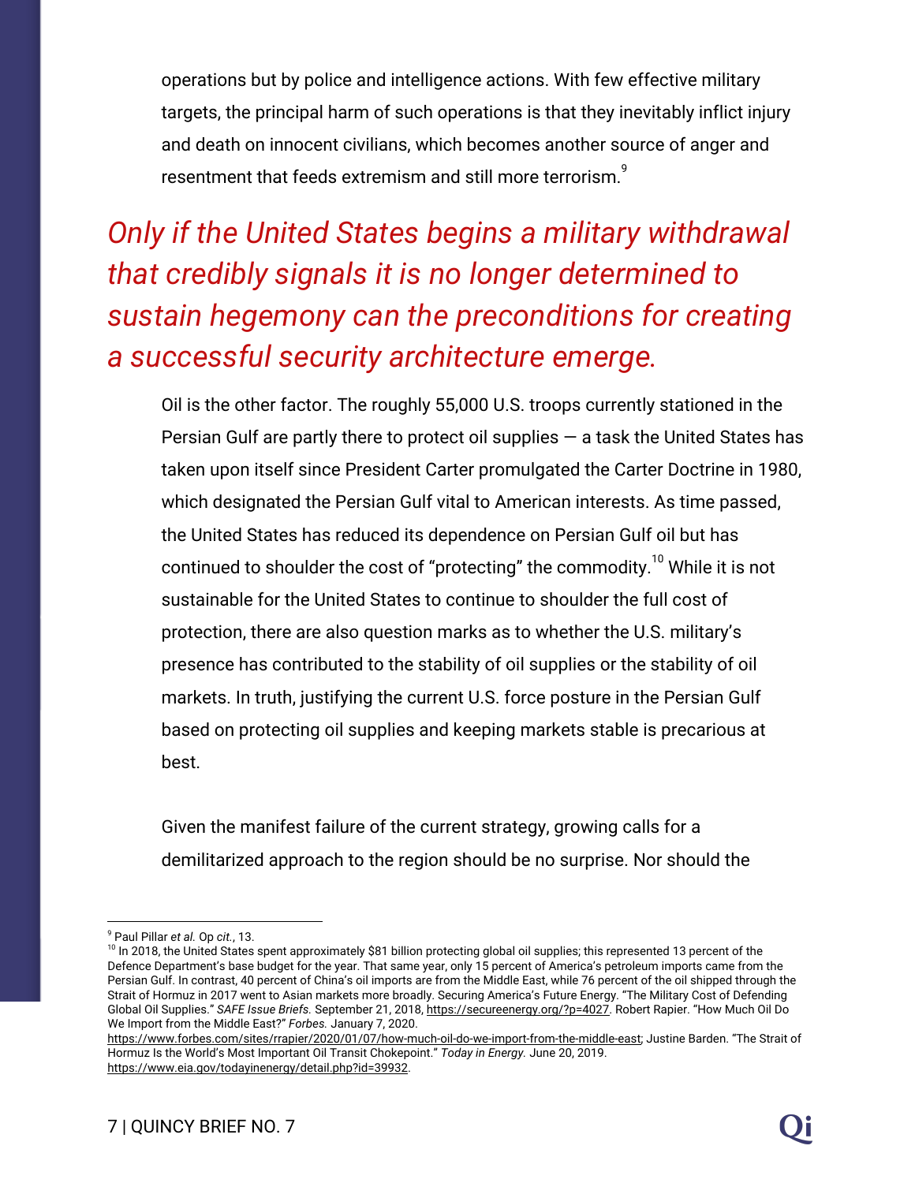operations but by police and intelligence actions. With few effective military targets, the principal harm of such operations is that they inevitably inflict injury and death on innocent civilians, which becomes another source of anger and resentment that feeds extremism and still more terrorism.[9]

*Only if the United States begins a military withdrawal that credibly signals it is no longer determined to sustain hegemony can the preconditions for creating a successful security architecture emerge.*

Oil is the other factor. The roughly 55,000 U.S. troops currently stationed in the Persian Gulf are partly there to protect oil supplies — a task the United States has taken upon itself since President Carter promulgated the Carter Doctrine in 1980, which designated the Persian Gulf vital to American interests. As time passed, the United States has reduced its dependence on Persian Gulf oil but has continued to shoulder the cost of "protecting" the commodity.[10] While it is not sustainable for the United States to continue to shoulder the full cost of protection, there are also question marks as to whether the U.S. military's presence has contributed to the stability of oil supplies or the stability of oil markets. In truth, justifying the current U.S. force posture in the Persian Gulf based on protecting oil supplies and keeping markets stable is precarious at best.

Given the manifest failure of the current strategy, growing calls for a demilitarized approach to the region should be no surprise. Nor should the

---

[9] Paul Pillar *et al.* Op *cit.*, 13.

[10] In 2018, the United States spent approximately $81 billion protecting global oil supplies; this represented 13 percent of the Defence Department's base budget for the year. That same year, only 15 percent of America's petroleum imports came from the Persian Gulf. In contrast, 40 percent of China's oil imports are from the Middle East, while 76 percent of the oil shipped through the Strait of Hormuz in 2017 went to Asian markets more broadly. Securing America's Future Energy. "The Military Cost of Defending Global Oil Supplies." *SAFE Issue Briefs.* September 21, 2018, https://secureenergy.org/?p=4027. Robert Rapier. "How Much Oil Do We Import from the Middle East?" *Forbes.* January 7, 2020. https://www.forbes.com/sites/rrapier/2020/01/07/how-much-oil-do-we-import-from-the-middle-east; Justine Barden. "The Strait of Hormuz Is the World's Most Important Oil Transit Chokepoint." *Today in Energy.* June 20, 2019. https://www.eia.gov/todayinenergy/detail.php?id=39932.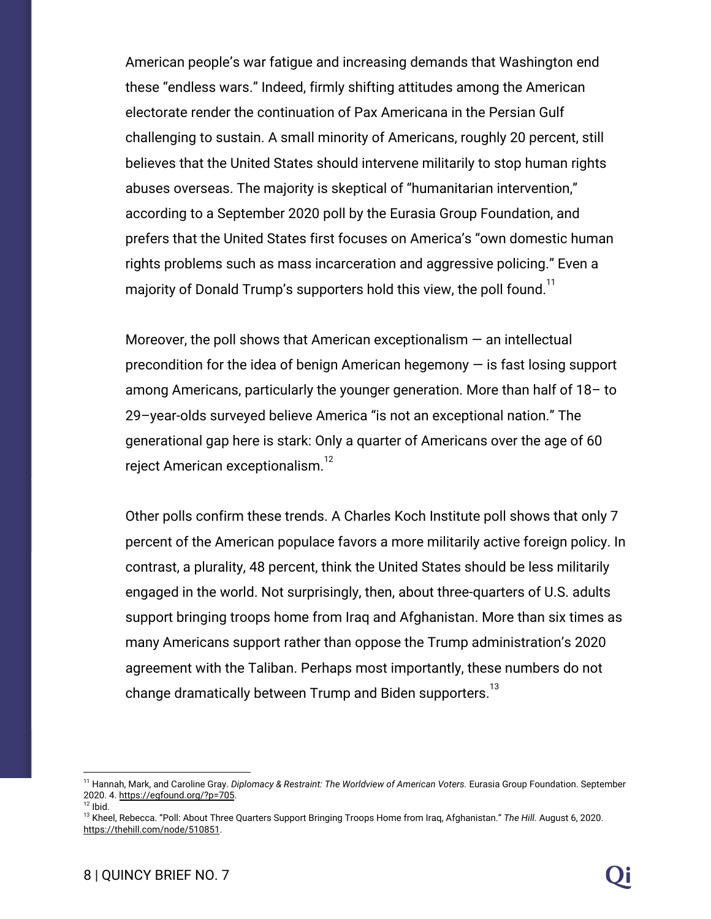American people's war fatigue and increasing demands that Washington end these "endless wars." Indeed, firmly shifting attitudes among the American electorate render the continuation of Pax Americana in the Persian Gulf challenging to sustain. A small minority of Americans, roughly 20 percent, still believes that the United States should intervene militarily to stop human rights abuses overseas. The majority is skeptical of "humanitarian intervention," according to a September 2020 poll by the Eurasia Group Foundation, and prefers that the United States first focuses on America's "own domestic human rights problems such as mass incarceration and aggressive policing." Even a majority of Donald Trump's supporters hold this view, the poll found.[11]

Moreover, the poll shows that American exceptionalism — an intellectual precondition for the idea of benign American hegemony — is fast losing support among Americans, particularly the younger generation. More than half of 18– to 29–year-olds surveyed believe America "is not an exceptional nation." The generational gap here is stark: Only a quarter of Americans over the age of 60 reject American exceptionalism.[12]

Other polls confirm these trends. A Charles Koch Institute poll shows that only 7 percent of the American populace favors a more militarily active foreign policy. In contrast, a plurality, 48 percent, think the United States should be less militarily engaged in the world. Not surprisingly, then, about three-quarters of U.S. adults support bringing troops home from Iraq and Afghanistan. More than six times as many Americans support rather than oppose the Trump administration's 2020 agreement with the Taliban. Perhaps most importantly, these numbers do not change dramatically between Trump and Biden supporters.[13]

---

[11] Hannah, Mark, and Caroline Gray. *Diplomacy & Restraint: The Worldview of American Voters.* Eurasia Group Foundation. September 2020. 4. https://egfound.org/?p=705.

[12] Ibid.

[13] Kheel, Rebecca. "Poll: About Three Quarters Support Bringing Troops Home from Iraq, Afghanistan." *The Hill.* August 6, 2020. https://thehill.com/node/510851.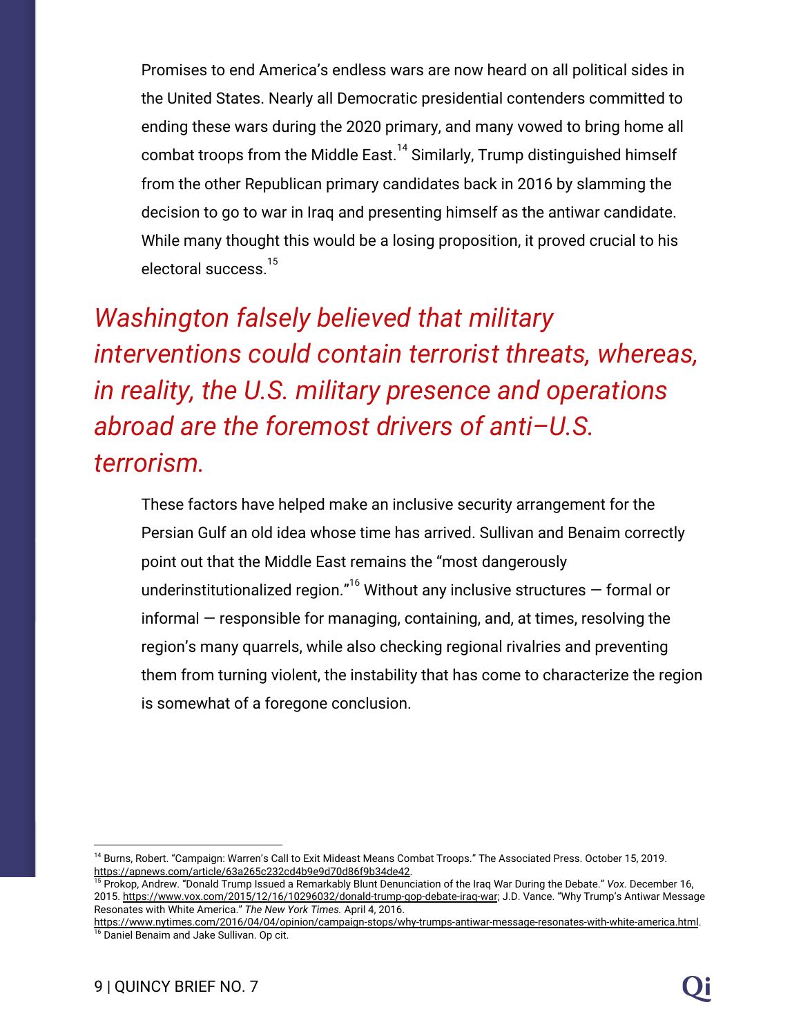Promises to end America's endless wars are now heard on all political sides in the United States. Nearly all Democratic presidential contenders committed to ending these wars during the 2020 primary, and many vowed to bring home all combat troops from the Middle East.[14] Similarly, Trump distinguished himself from the other Republican primary candidates back in 2016 by slamming the decision to go to war in Iraq and presenting himself as the antiwar candidate. While many thought this would be a losing proposition, it proved crucial to his electoral success.[15]

*Washington falsely believed that military interventions could contain terrorist threats, whereas, in reality, the U.S. military presence and operations abroad are the foremost drivers of anti–U.S. terrorism.*

These factors have helped make an inclusive security arrangement for the Persian Gulf an old idea whose time has arrived. Sullivan and Benaim correctly point out that the Middle East remains the "most dangerously underinstitutionalized region."[16] Without any inclusive structures — formal or informal — responsible for managing, containing, and, at times, resolving the region's many quarrels, while also checking regional rivalries and preventing them from turning violent, the instability that has come to characterize the region is somewhat of a foregone conclusion.

---

[14] Burns, Robert. "Campaign: Warren's Call to Exit Mideast Means Combat Troops." The Associated Press. October 15, 2019. https://apnews.com/article/63a265c232cd4b9e9d70d86f9b34de42.

[15] Prokop, Andrew. "Donald Trump Issued a Remarkably Blunt Denunciation of the Iraq War During the Debate." *Vox.* December 16, 2015. https://www.vox.com/2015/12/16/10296032/donald-trump-gop-debate-iraq-war; J.D. Vance. "Why Trump's Antiwar Message Resonates with White America." *The New York Times.* April 4, 2016. https://www.nytimes.com/2016/04/04/opinion/campaign-stops/why-trumps-antiwar-message-resonates-with-white-america.html.

[16] Daniel Benaim and Jake Sullivan. Op cit.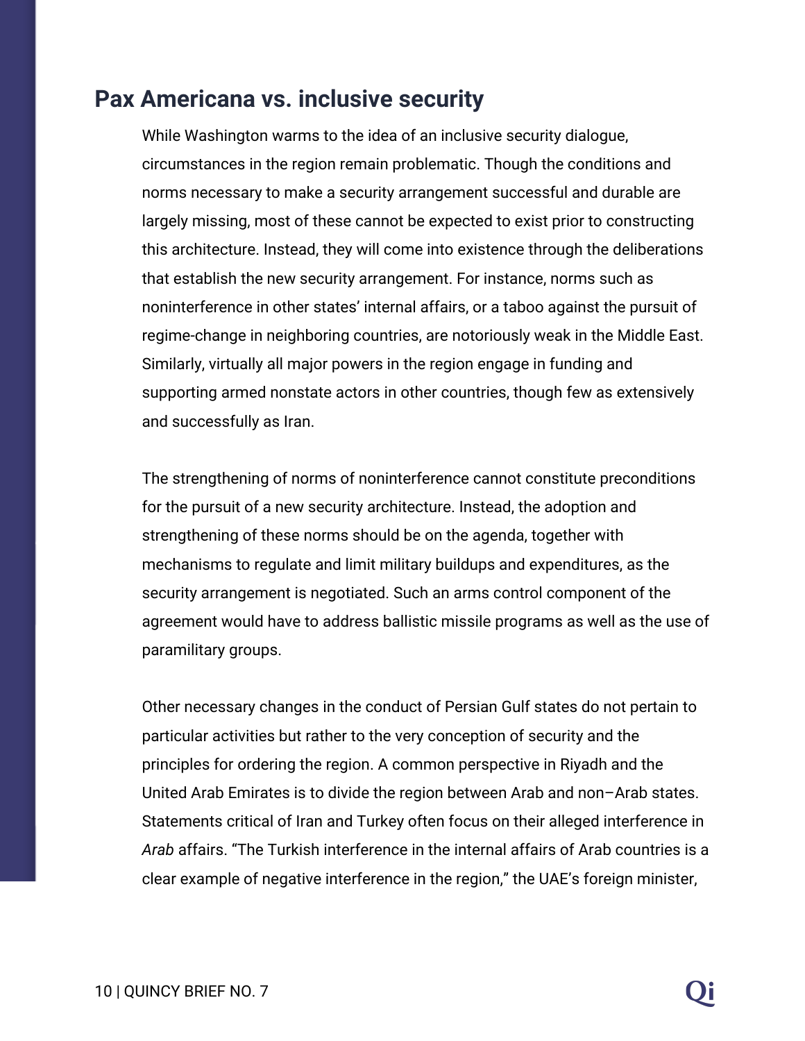## Pax Americana vs. inclusive security

While Washington warms to the idea of an inclusive security dialogue, circumstances in the region remain problematic. Though the conditions and norms necessary to make a security arrangement successful and durable are largely missing, most of these cannot be expected to exist prior to constructing this architecture. Instead, they will come into existence through the deliberations that establish the new security arrangement. For instance, norms such as noninterference in other states' internal affairs, or a taboo against the pursuit of regime-change in neighboring countries, are notoriously weak in the Middle East. Similarly, virtually all major powers in the region engage in funding and supporting armed nonstate actors in other countries, though few as extensively and successfully as Iran.

The strengthening of norms of noninterference cannot constitute preconditions for the pursuit of a new security architecture. Instead, the adoption and strengthening of these norms should be on the agenda, together with mechanisms to regulate and limit military buildups and expenditures, as the security arrangement is negotiated. Such an arms control component of the agreement would have to address ballistic missile programs as well as the use of paramilitary groups.

Other necessary changes in the conduct of Persian Gulf states do not pertain to particular activities but rather to the very conception of security and the principles for ordering the region. A common perspective in Riyadh and the United Arab Emirates is to divide the region between Arab and non–Arab states. Statements critical of Iran and Turkey often focus on their alleged interference in *Arab* affairs. "The Turkish interference in the internal affairs of Arab countries is a clear example of negative interference in the region," the UAE's foreign minister,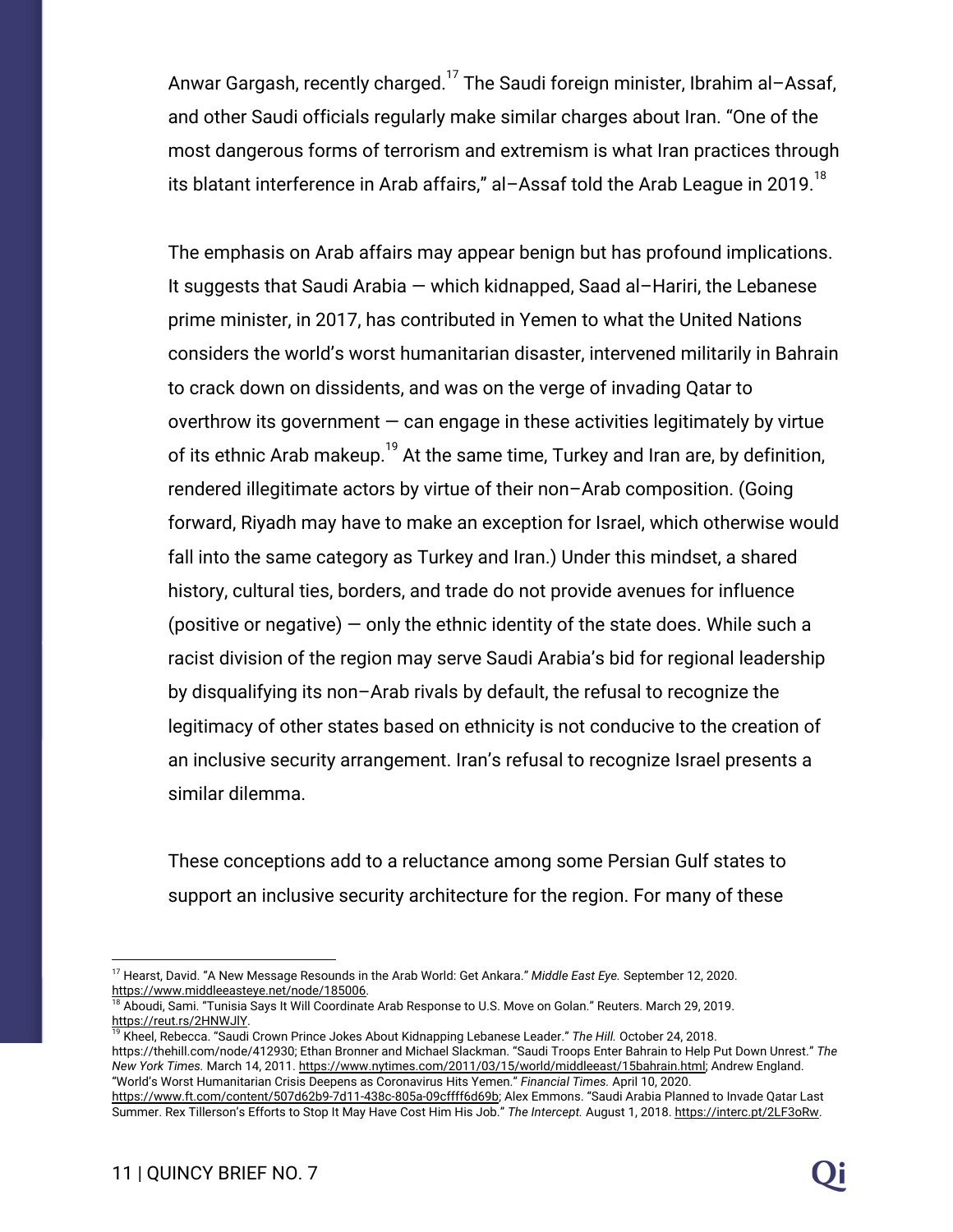Anwar Gargash, recently charged.[17] The Saudi foreign minister, Ibrahim al–Assaf, and other Saudi officials regularly make similar charges about Iran. "One of the most dangerous forms of terrorism and extremism is what Iran practices through its blatant interference in Arab affairs," al–Assaf told the Arab League in 2019.[18]

The emphasis on Arab affairs may appear benign but has profound implications. It suggests that Saudi Arabia — which kidnapped, Saad al–Hariri, the Lebanese prime minister, in 2017, has contributed in Yemen to what the United Nations considers the world's worst humanitarian disaster, intervened militarily in Bahrain to crack down on dissidents, and was on the verge of invading Qatar to overthrow its government — can engage in these activities legitimately by virtue of its ethnic Arab makeup.[19] At the same time, Turkey and Iran are, by definition, rendered illegitimate actors by virtue of their non–Arab composition. (Going forward, Riyadh may have to make an exception for Israel, which otherwise would fall into the same category as Turkey and Iran.) Under this mindset, a shared history, cultural ties, borders, and trade do not provide avenues for influence (positive or negative) — only the ethnic identity of the state does. While such a racist division of the region may serve Saudi Arabia's bid for regional leadership by disqualifying its non–Arab rivals by default, the refusal to recognize the legitimacy of other states based on ethnicity is not conducive to the creation of an inclusive security arrangement. Iran's refusal to recognize Israel presents a similar dilemma.

These conceptions add to a reluctance among some Persian Gulf states to support an inclusive security architecture for the region. For many of these

---

[17] Hearst, David. "A New Message Resounds in the Arab World: Get Ankara." *Middle East Eye.* September 12, 2020. https://www.middleeasteye.net/node/185006.

[18] Aboudi, Sami. "Tunisia Says It Will Coordinate Arab Response to U.S. Move on Golan." Reuters. March 29, 2019. https://reut.rs/2HNWJlY.

[19] Kheel, Rebecca. "Saudi Crown Prince Jokes About Kidnapping Lebanese Leader." *The Hill.* October 24, 2018. https://thehill.com/node/412930; Ethan Bronner and Michael Slackman. "Saudi Troops Enter Bahrain to Help Put Down Unrest." *The New York Times.* March 14, 2011. https://www.nytimes.com/2011/03/15/world/middleeast/15bahrain.html; Andrew England. "World's Worst Humanitarian Crisis Deepens as Coronavirus Hits Yemen." *Financial Times.* April 10, 2020. https://www.ft.com/content/507d62b9-7d11-438c-805a-09cffff6d69b; Alex Emmons. "Saudi Arabia Planned to Invade Qatar Last Summer. Rex Tillerson's Efforts to Stop It May Have Cost Him His Job." *The Intercept.* August 1, 2018. https://interc.pt/2LF3oRw.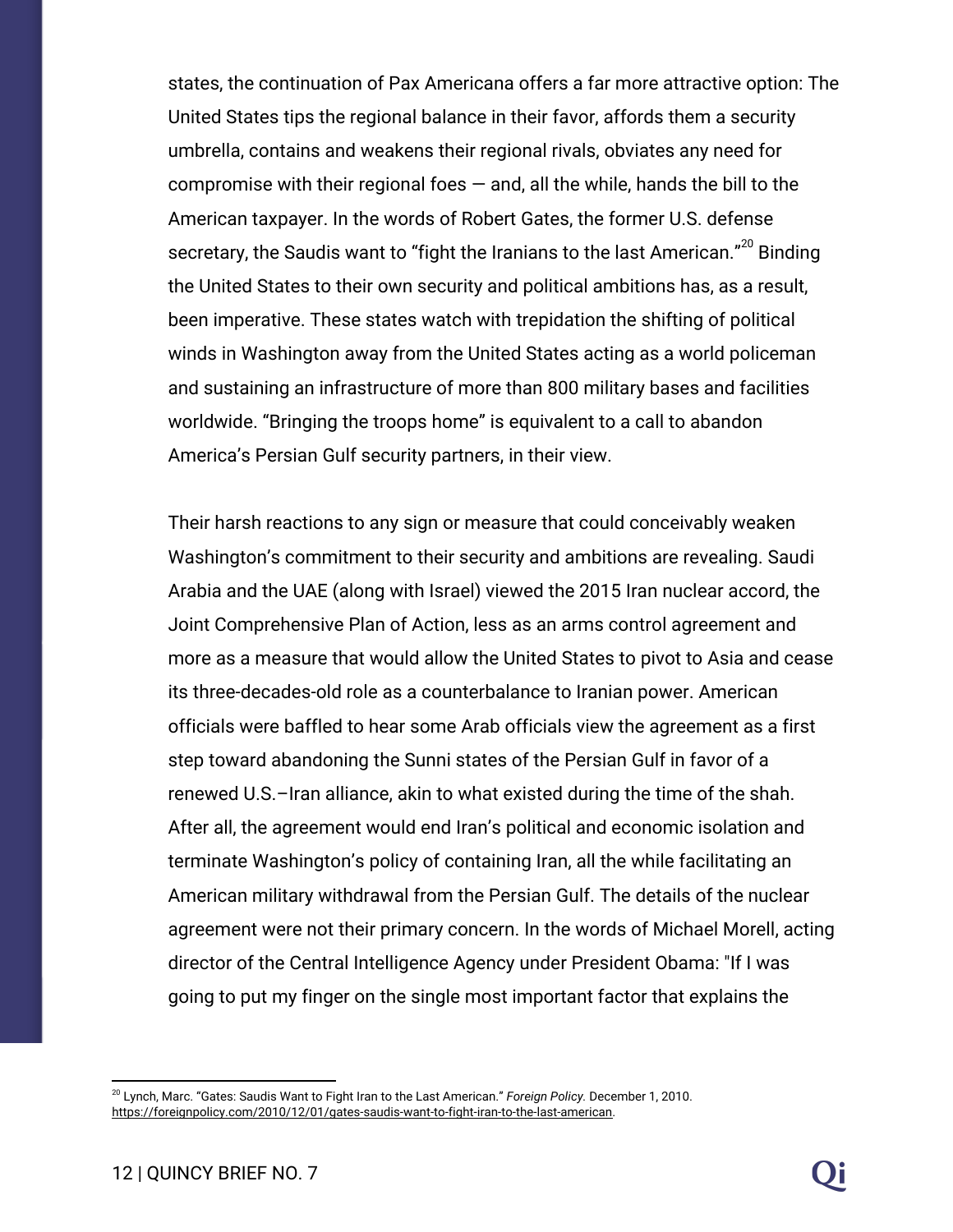states, the continuation of Pax Americana offers a far more attractive option: The United States tips the regional balance in their favor, affords them a security umbrella, contains and weakens their regional rivals, obviates any need for compromise with their regional foes — and, all the while, hands the bill to the American taxpayer. In the words of Robert Gates, the former U.S. defense secretary, the Saudis want to "fight the Iranians to the last American."[20] Binding the United States to their own security and political ambitions has, as a result, been imperative. These states watch with trepidation the shifting of political winds in Washington away from the United States acting as a world policeman and sustaining an infrastructure of more than 800 military bases and facilities worldwide. "Bringing the troops home" is equivalent to a call to abandon America's Persian Gulf security partners, in their view.

Their harsh reactions to any sign or measure that could conceivably weaken Washington's commitment to their security and ambitions are revealing. Saudi Arabia and the UAE (along with Israel) viewed the 2015 Iran nuclear accord, the Joint Comprehensive Plan of Action, less as an arms control agreement and more as a measure that would allow the United States to pivot to Asia and cease its three-decades-old role as a counterbalance to Iranian power. American officials were baffled to hear some Arab officials view the agreement as a first step toward abandoning the Sunni states of the Persian Gulf in favor of a renewed U.S.–Iran alliance, akin to what existed during the time of the shah. After all, the agreement would end Iran's political and economic isolation and terminate Washington's policy of containing Iran, all the while facilitating an American military withdrawal from the Persian Gulf. The details of the nuclear agreement were not their primary concern. In the words of Michael Morell, acting director of the Central Intelligence Agency under President Obama: "If I was going to put my finger on the single most important factor that explains the

[20] Lynch, Marc. "Gates: Saudis Want to Fight Iran to the Last American." *Foreign Policy.* December 1, 2010. https://foreignpolicy.com/2010/12/01/gates-saudis-want-to-fight-iran-to-the-last-american.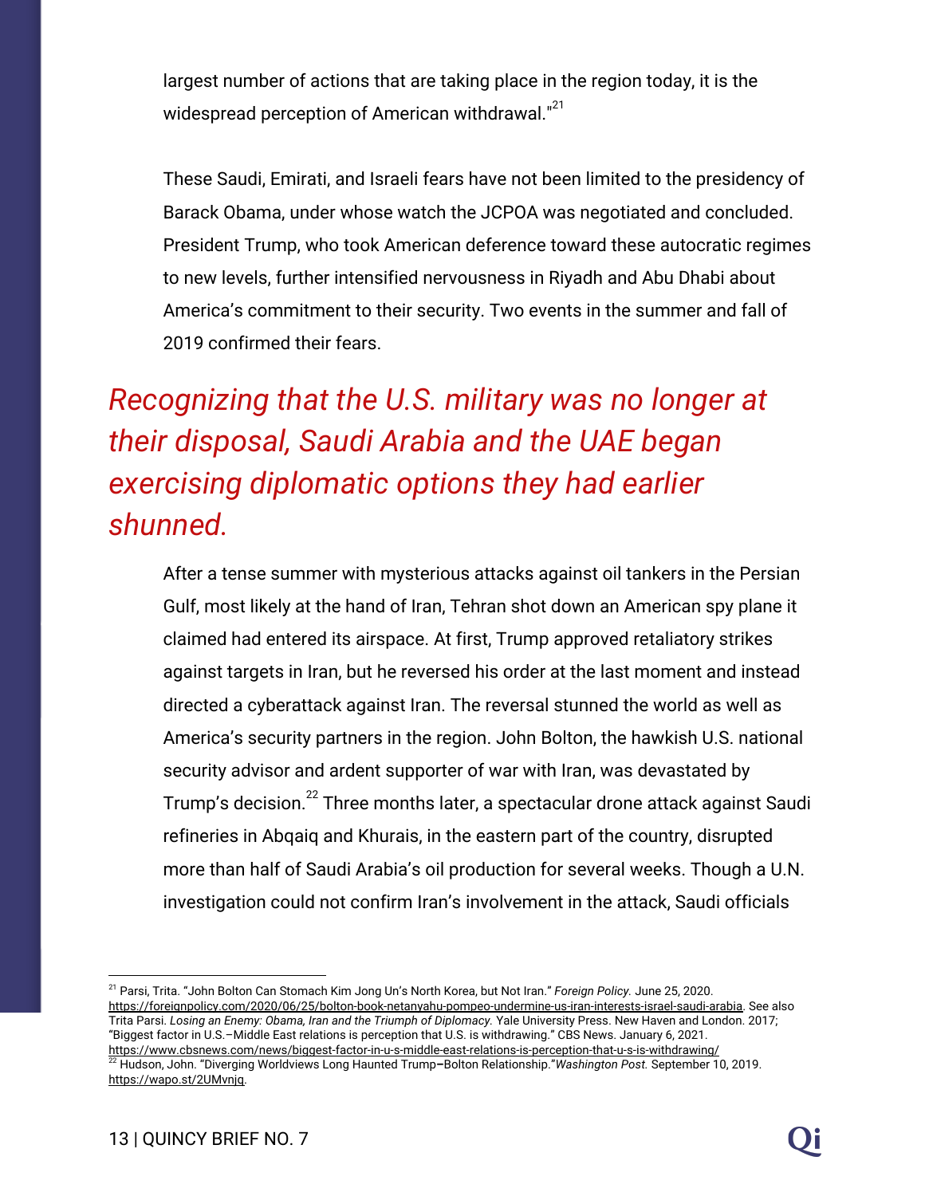largest number of actions that are taking place in the region today, it is the widespread perception of American withdrawal."[21]

These Saudi, Emirati, and Israeli fears have not been limited to the presidency of Barack Obama, under whose watch the JCPOA was negotiated and concluded. President Trump, who took American deference toward these autocratic regimes to new levels, further intensified nervousness in Riyadh and Abu Dhabi about America's commitment to their security. Two events in the summer and fall of 2019 confirmed their fears.

> *Recognizing that the U.S. military was no longer at their disposal, Saudi Arabia and the UAE began exercising diplomatic options they had earlier shunned.*

After a tense summer with mysterious attacks against oil tankers in the Persian Gulf, most likely at the hand of Iran, Tehran shot down an American spy plane it claimed had entered its airspace. At first, Trump approved retaliatory strikes against targets in Iran, but he reversed his order at the last moment and instead directed a cyberattack against Iran. The reversal stunned the world as well as America's security partners in the region. John Bolton, the hawkish U.S. national security advisor and ardent supporter of war with Iran, was devastated by Trump's decision.[22] Three months later, a spectacular drone attack against Saudi refineries in Abqaiq and Khurais, in the eastern part of the country, disrupted more than half of Saudi Arabia's oil production for several weeks. Though a U.N. investigation could not confirm Iran's involvement in the attack, Saudi officials

---

[21] Parsi, Trita. "John Bolton Can Stomach Kim Jong Un's North Korea, but Not Iran." *Foreign Policy.* June 25, 2020. https://foreignpolicy.com/2020/06/25/bolton-book-netanyahu-pompeo-undermine-us-iran-interests-israel-saudi-arabia. See also Trita Parsi. *Losing an Enemy: Obama, Iran and the Triumph of Diplomacy.* Yale University Press. New Haven and London. 2017; "Biggest factor in U.S.–Middle East relations is perception that U.S. is withdrawing." CBS News. January 6, 2021. https://www.cbsnews.com/news/biggest-factor-in-u-s-middle-east-relations-is-perception-that-u-s-is-withdrawing/

[22] Hudson, John. "Diverging Worldviews Long Haunted Trump–Bolton Relationship." *Washington Post.* September 10, 2019. https://wapo.st/2UMvnjq.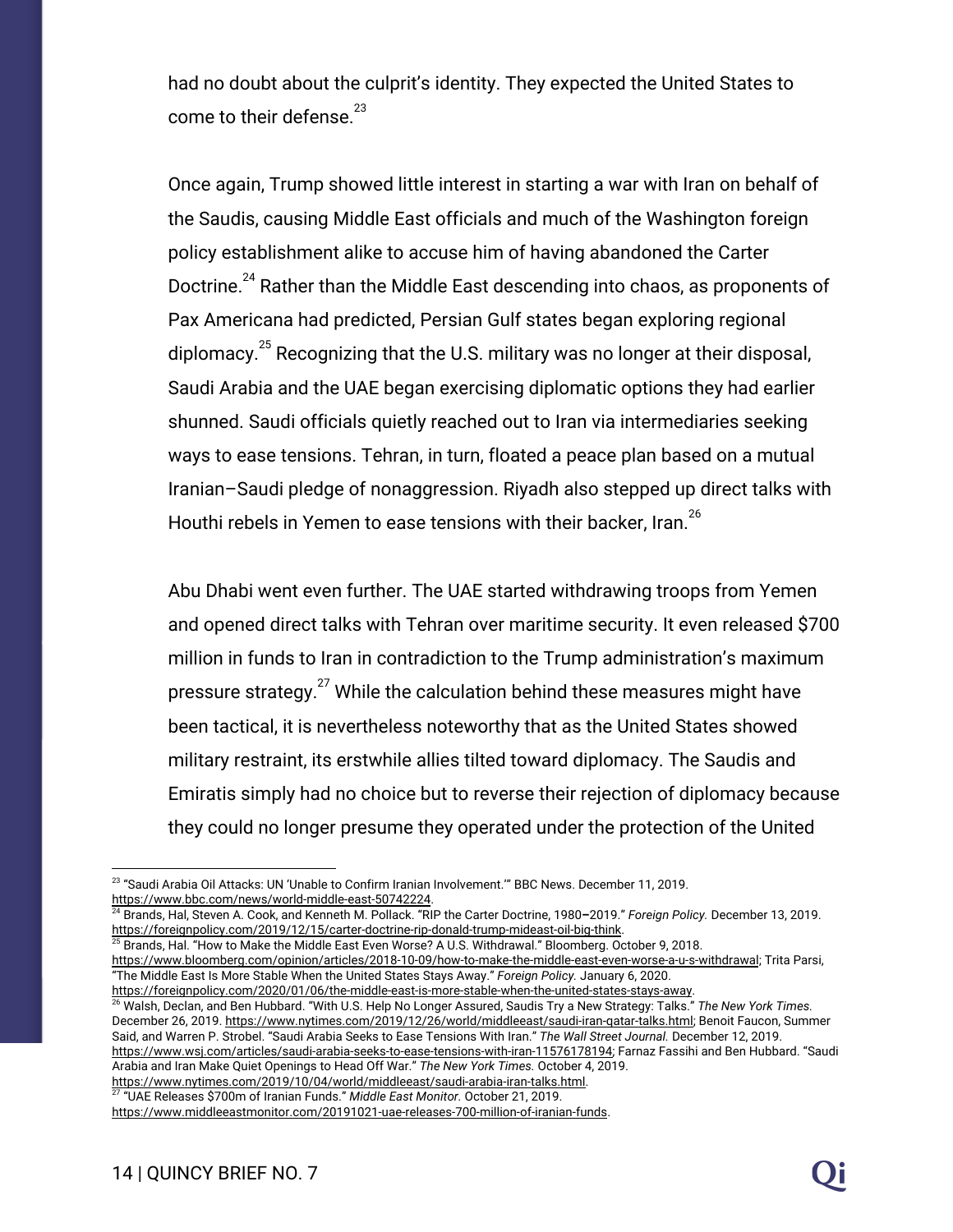had no doubt about the culprit's identity. They expected the United States to come to their defense.[23]

Once again, Trump showed little interest in starting a war with Iran on behalf of the Saudis, causing Middle East officials and much of the Washington foreign policy establishment alike to accuse him of having abandoned the Carter Doctrine.[24] Rather than the Middle East descending into chaos, as proponents of Pax Americana had predicted, Persian Gulf states began exploring regional diplomacy.[25] Recognizing that the U.S. military was no longer at their disposal, Saudi Arabia and the UAE began exercising diplomatic options they had earlier shunned. Saudi officials quietly reached out to Iran via intermediaries seeking ways to ease tensions. Tehran, in turn, floated a peace plan based on a mutual Iranian–Saudi pledge of nonaggression. Riyadh also stepped up direct talks with Houthi rebels in Yemen to ease tensions with their backer, Iran.[26]

Abu Dhabi went even further. The UAE started withdrawing troops from Yemen and opened direct talks with Tehran over maritime security. It even released $700 million in funds to Iran in contradiction to the Trump administration's maximum pressure strategy.[27] While the calculation behind these measures might have been tactical, it is nevertheless noteworthy that as the United States showed military restraint, its erstwhile allies tilted toward diplomacy. The Saudis and Emiratis simply had no choice but to reverse their rejection of diplomacy because they could no longer presume they operated under the protection of the United

---

[23] "Saudi Arabia Oil Attacks: UN 'Unable to Confirm Iranian Involvement.'" BBC News. December 11, 2019. https://www.bbc.com/news/world-middle-east-50742224.

[24] Brands, Hal, Steven A. Cook, and Kenneth M. Pollack. "RIP the Carter Doctrine, 1980–2019." *Foreign Policy.* December 13, 2019. https://foreignpolicy.com/2019/12/15/carter-doctrine-rip-donald-trump-mideast-oil-big-think.

[25] Brands, Hal. "How to Make the Middle East Even Worse? A U.S. Withdrawal." Bloomberg. October 9, 2018. https://www.bloomberg.com/opinion/articles/2018-10-09/how-to-make-the-middle-east-even-worse-a-u-s-withdrawal; Trita Parsi, "The Middle East Is More Stable When the United States Stays Away." *Foreign Policy.* January 6, 2020. https://foreignpolicy.com/2020/01/06/the-middle-east-is-more-stable-when-the-united-states-stays-away.

[26] Walsh, Declan, and Ben Hubbard. "With U.S. Help No Longer Assured, Saudis Try a New Strategy: Talks." *The New York Times.* December 26, 2019. https://www.nytimes.com/2019/12/26/world/middleeast/saudi-iran-qatar-talks.html; Benoit Faucon, Summer Said, and Warren P. Strobel. "Saudi Arabia Seeks to Ease Tensions With Iran." *The Wall Street Journal.* December 12, 2019. https://www.wsj.com/articles/saudi-arabia-seeks-to-ease-tensions-with-iran-11576178194; Farnaz Fassihi and Ben Hubbard. "Saudi Arabia and Iran Make Quiet Openings to Head Off War." *The New York Times.* October 4, 2019. https://www.nytimes.com/2019/10/04/world/middleeast/saudi-arabia-iran-talks.html.

[27] "UAE Releases $700m of Iranian Funds." *Middle East Monitor.* October 21, 2019. https://www.middleeastmonitor.com/20191021-uae-releases-700-million-of-iranian-funds.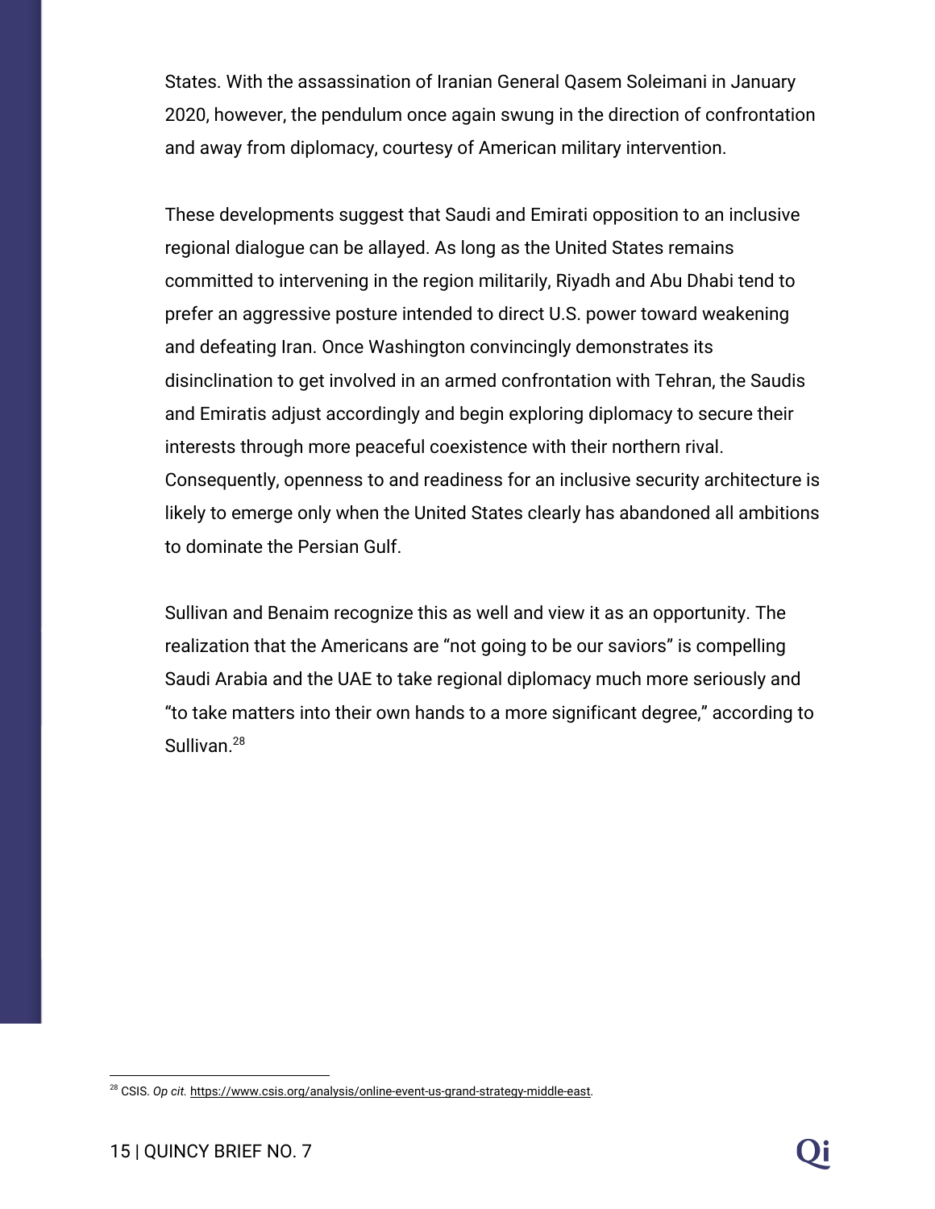States. With the assassination of Iranian General Qasem Soleimani in January 2020, however, the pendulum once again swung in the direction of confrontation and away from diplomacy, courtesy of American military intervention.

These developments suggest that Saudi and Emirati opposition to an inclusive regional dialogue can be allayed. As long as the United States remains committed to intervening in the region militarily, Riyadh and Abu Dhabi tend to prefer an aggressive posture intended to direct U.S. power toward weakening and defeating Iran. Once Washington convincingly demonstrates its disinclination to get involved in an armed confrontation with Tehran, the Saudis and Emiratis adjust accordingly and begin exploring diplomacy to secure their interests through more peaceful coexistence with their northern rival. Consequently, openness to and readiness for an inclusive security architecture is likely to emerge only when the United States clearly has abandoned all ambitions to dominate the Persian Gulf.

Sullivan and Benaim recognize this as well and view it as an opportunity. The realization that the Americans are "not going to be our saviors" is compelling Saudi Arabia and the UAE to take regional diplomacy much more seriously and "to take matters into their own hands to a more significant degree," according to Sullivan.[28]

---

[28] CSIS. *Op cit.* https://www.csis.org/analysis/online-event-us-grand-strategy-middle-east.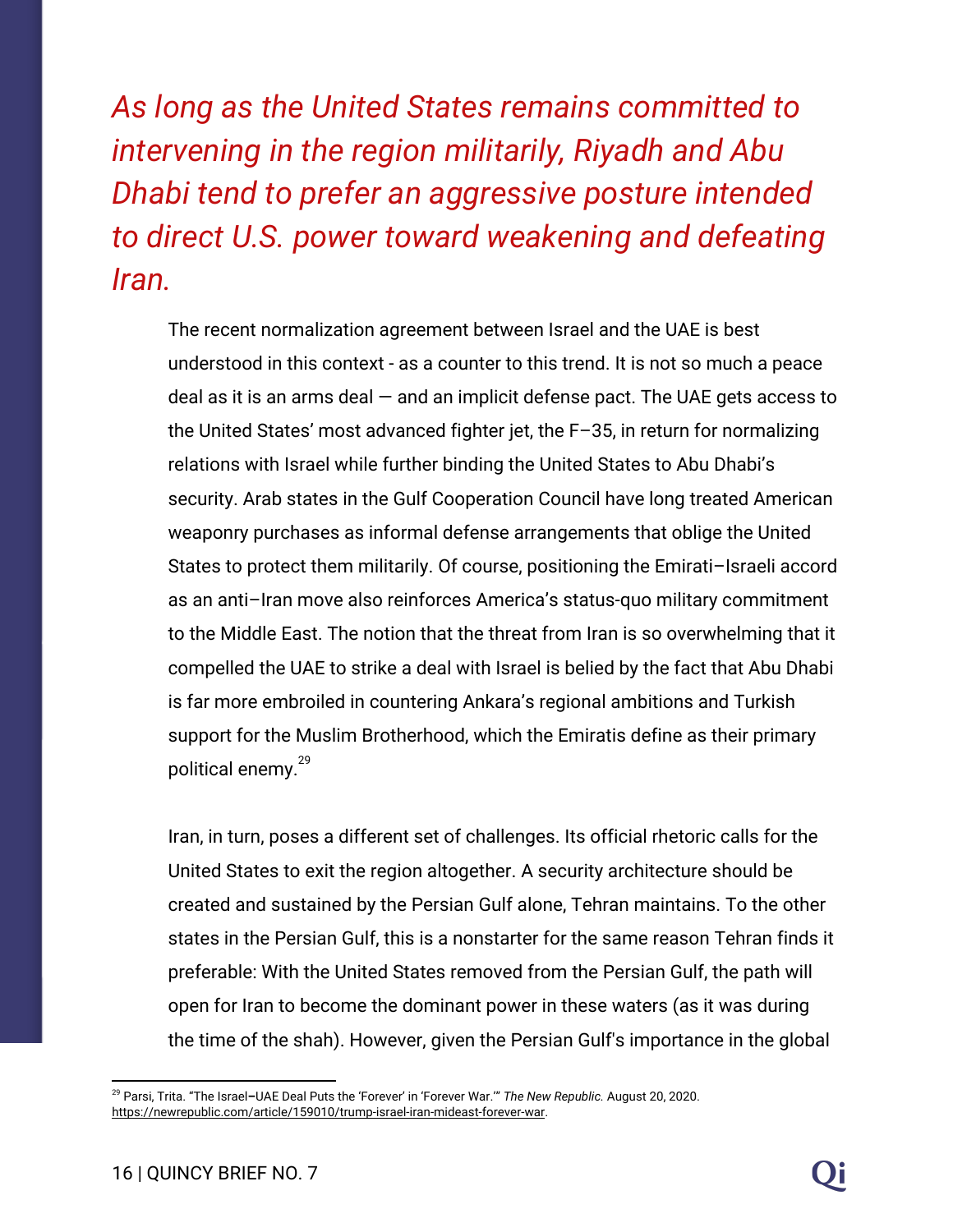*As long as the United States remains committed to intervening in the region militarily, Riyadh and Abu Dhabi tend to prefer an aggressive posture intended to direct U.S. power toward weakening and defeating Iran.*

The recent normalization agreement between Israel and the UAE is best understood in this context - as a counter to this trend. It is not so much a peace deal as it is an arms deal — and an implicit defense pact. The UAE gets access to the United States' most advanced fighter jet, the F–35, in return for normalizing relations with Israel while further binding the United States to Abu Dhabi's security. Arab states in the Gulf Cooperation Council have long treated American weaponry purchases as informal defense arrangements that oblige the United States to protect them militarily. Of course, positioning the Emirati–Israeli accord as an anti–Iran move also reinforces America's status-quo military commitment to the Middle East. The notion that the threat from Iran is so overwhelming that it compelled the UAE to strike a deal with Israel is belied by the fact that Abu Dhabi is far more embroiled in countering Ankara's regional ambitions and Turkish support for the Muslim Brotherhood, which the Emiratis define as their primary political enemy.[29]

Iran, in turn, poses a different set of challenges. Its official rhetoric calls for the United States to exit the region altogether. A security architecture should be created and sustained by the Persian Gulf alone, Tehran maintains. To the other states in the Persian Gulf, this is a nonstarter for the same reason Tehran finds it preferable: With the United States removed from the Persian Gulf, the path will open for Iran to become the dominant power in these waters (as it was during the time of the shah). However, given the Persian Gulf's importance in the global

---

[29] Parsi, Trita. "The Israel–UAE Deal Puts the 'Forever' in 'Forever War.'" *The New Republic.* August 20, 2020. https://newrepublic.com/article/159010/trump-israel-iran-mideast-forever-war.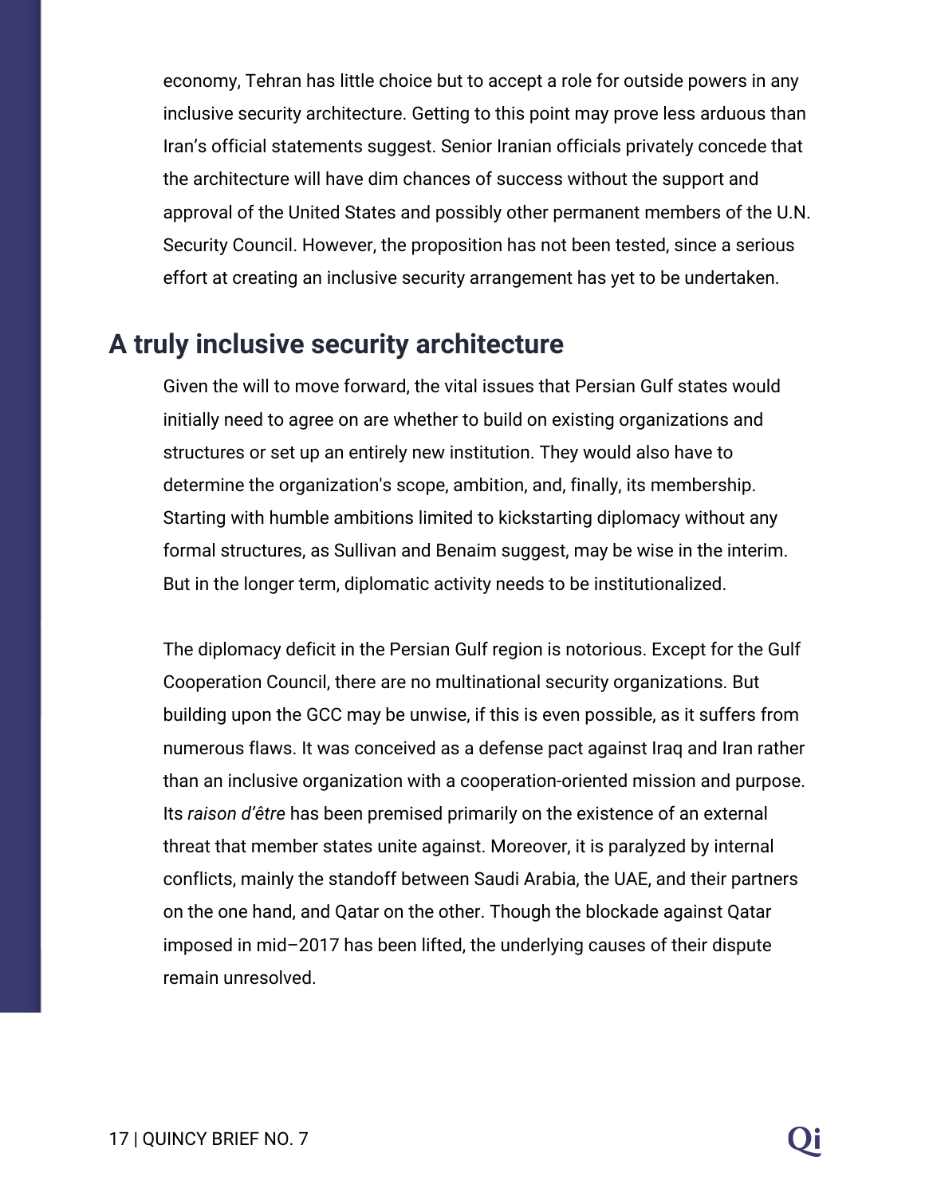economy, Tehran has little choice but to accept a role for outside powers in any inclusive security architecture. Getting to this point may prove less arduous than Iran's official statements suggest. Senior Iranian officials privately concede that the architecture will have dim chances of success without the support and approval of the United States and possibly other permanent members of the U.N. Security Council. However, the proposition has not been tested, since a serious effort at creating an inclusive security arrangement has yet to be undertaken.

## A truly inclusive security architecture

Given the will to move forward, the vital issues that Persian Gulf states would initially need to agree on are whether to build on existing organizations and structures or set up an entirely new institution. They would also have to determine the organization's scope, ambition, and, finally, its membership. Starting with humble ambitions limited to kickstarting diplomacy without any formal structures, as Sullivan and Benaim suggest, may be wise in the interim. But in the longer term, diplomatic activity needs to be institutionalized.

The diplomacy deficit in the Persian Gulf region is notorious. Except for the Gulf Cooperation Council, there are no multinational security organizations. But building upon the GCC may be unwise, if this is even possible, as it suffers from numerous flaws. It was conceived as a defense pact against Iraq and Iran rather than an inclusive organization with a cooperation-oriented mission and purpose. Its *raison d'être* has been premised primarily on the existence of an external threat that member states unite against. Moreover, it is paralyzed by internal conflicts, mainly the standoff between Saudi Arabia, the UAE, and their partners on the one hand, and Qatar on the other. Though the blockade against Qatar imposed in mid–2017 has been lifted, the underlying causes of their dispute remain unresolved.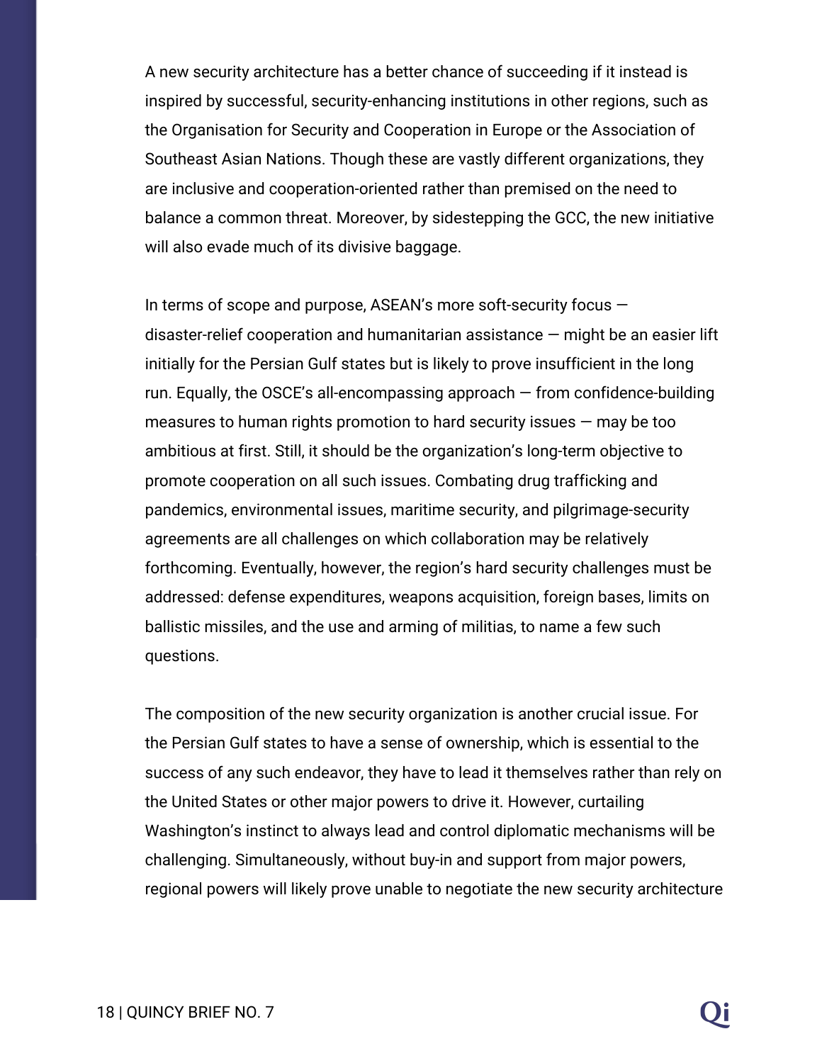A new security architecture has a better chance of succeeding if it instead is inspired by successful, security-enhancing institutions in other regions, such as the Organisation for Security and Cooperation in Europe or the Association of Southeast Asian Nations. Though these are vastly different organizations, they are inclusive and cooperation-oriented rather than premised on the need to balance a common threat. Moreover, by sidestepping the GCC, the new initiative will also evade much of its divisive baggage.

In terms of scope and purpose, ASEAN's more soft-security focus — disaster-relief cooperation and humanitarian assistance — might be an easier lift initially for the Persian Gulf states but is likely to prove insufficient in the long run. Equally, the OSCE's all-encompassing approach — from confidence-building measures to human rights promotion to hard security issues — may be too ambitious at first. Still, it should be the organization's long-term objective to promote cooperation on all such issues. Combating drug trafficking and pandemics, environmental issues, maritime security, and pilgrimage-security agreements are all challenges on which collaboration may be relatively forthcoming. Eventually, however, the region's hard security challenges must be addressed: defense expenditures, weapons acquisition, foreign bases, limits on ballistic missiles, and the use and arming of militias, to name a few such questions.

The composition of the new security organization is another crucial issue. For the Persian Gulf states to have a sense of ownership, which is essential to the success of any such endeavor, they have to lead it themselves rather than rely on the United States or other major powers to drive it. However, curtailing Washington's instinct to always lead and control diplomatic mechanisms will be challenging. Simultaneously, without buy-in and support from major powers, regional powers will likely prove unable to negotiate the new security architecture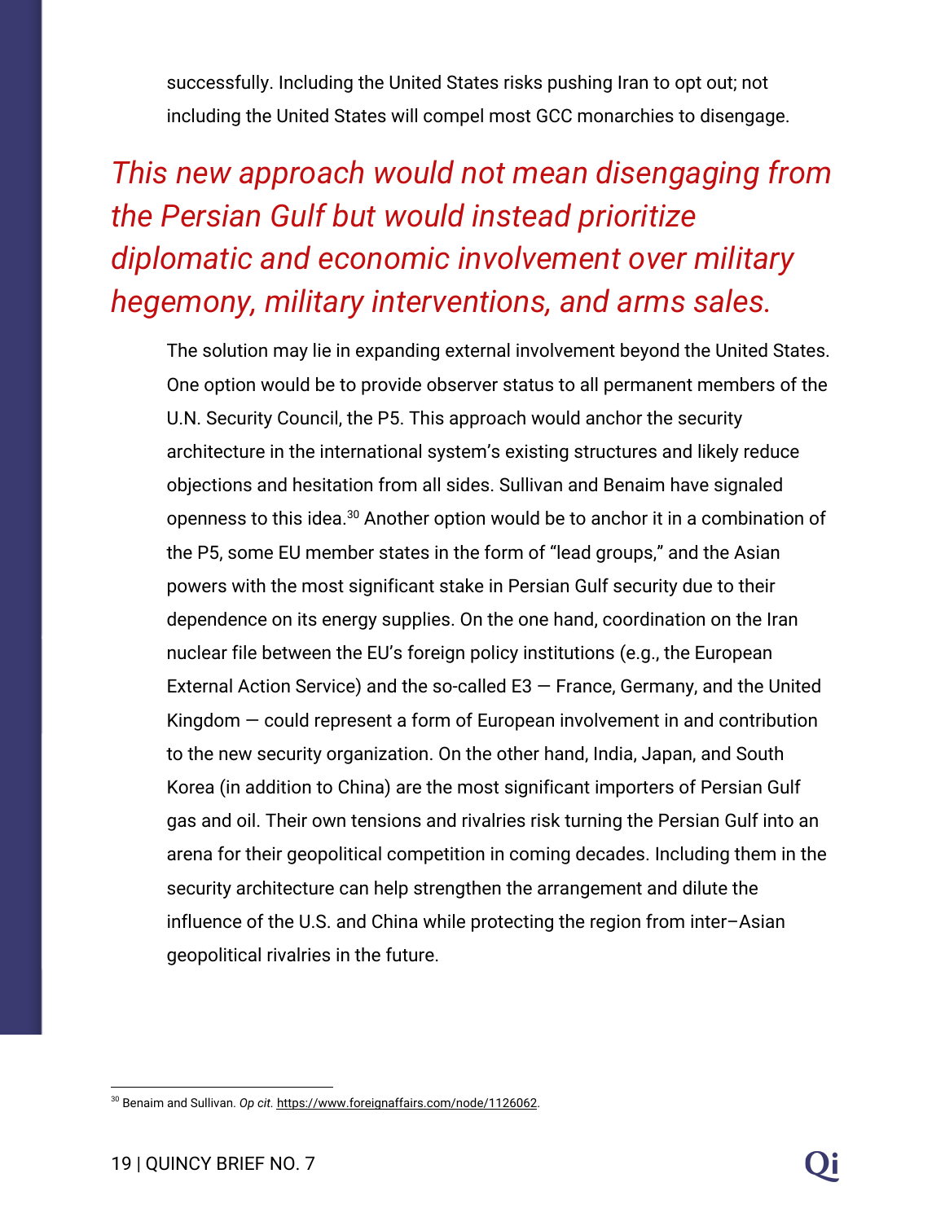successfully. Including the United States risks pushing Iran to opt out; not including the United States will compel most GCC monarchies to disengage.

*This new approach would not mean disengaging from the Persian Gulf but would instead prioritize diplomatic and economic involvement over military hegemony, military interventions, and arms sales.*

The solution may lie in expanding external involvement beyond the United States. One option would be to provide observer status to all permanent members of the U.N. Security Council, the P5. This approach would anchor the security architecture in the international system's existing structures and likely reduce objections and hesitation from all sides. Sullivan and Benaim have signaled openness to this idea.[30] Another option would be to anchor it in a combination of the P5, some EU member states in the form of "lead groups," and the Asian powers with the most significant stake in Persian Gulf security due to their dependence on its energy supplies. On the one hand, coordination on the Iran nuclear file between the EU's foreign policy institutions (e.g., the European External Action Service) and the so-called E3 — France, Germany, and the United Kingdom — could represent a form of European involvement in and contribution to the new security organization. On the other hand, India, Japan, and South Korea (in addition to China) are the most significant importers of Persian Gulf gas and oil. Their own tensions and rivalries risk turning the Persian Gulf into an arena for their geopolitical competition in coming decades. Including them in the security architecture can help strengthen the arrangement and dilute the influence of the U.S. and China while protecting the region from inter–Asian geopolitical rivalries in the future.

---

[30] Benaim and Sullivan. *Op cit.* https://www.foreignaffairs.com/node/1126062.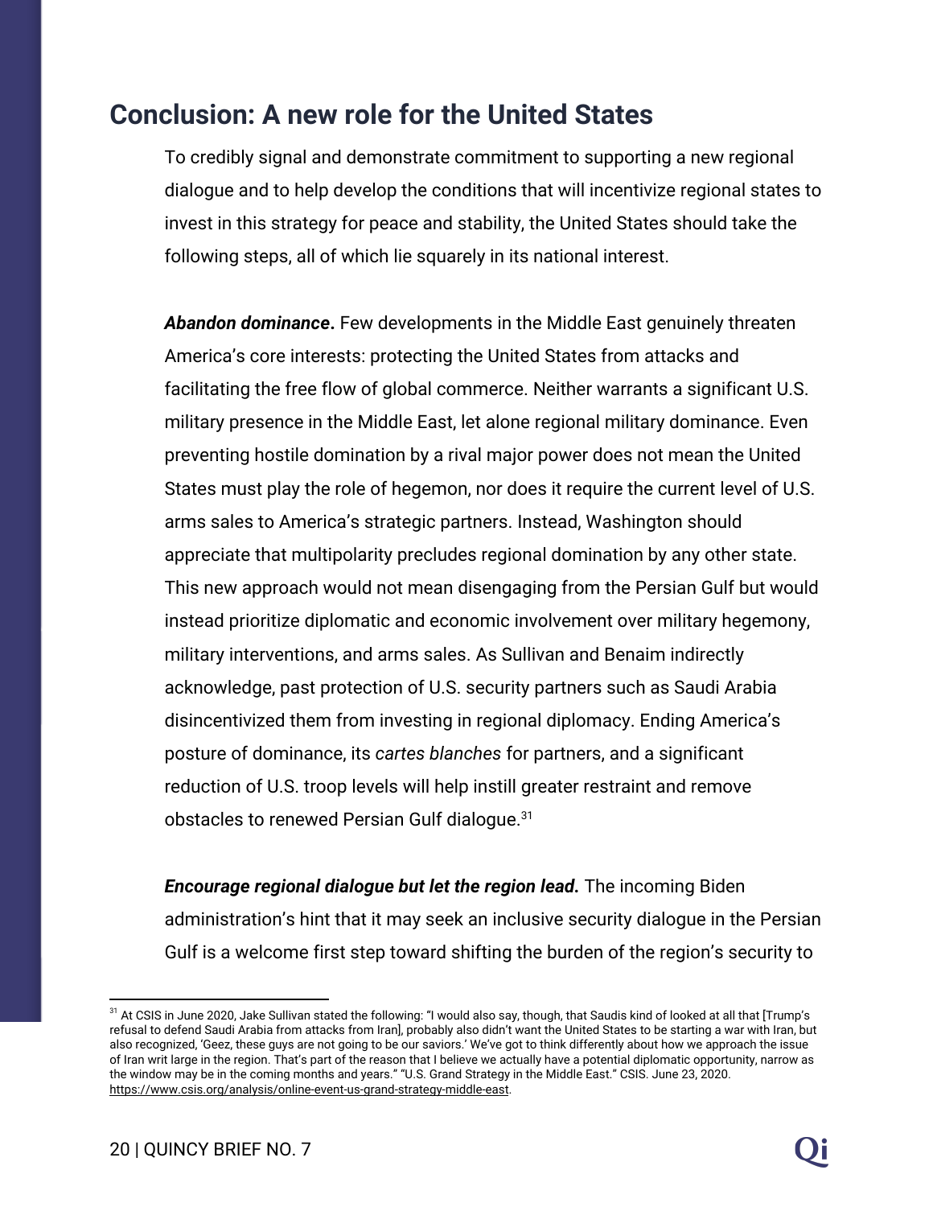## Conclusion: A new role for the United States

To credibly signal and demonstrate commitment to supporting a new regional dialogue and to help develop the conditions that will incentivize regional states to invest in this strategy for peace and stability, the United States should take the following steps, all of which lie squarely in its national interest.

***Abandon dominance*.** Few developments in the Middle East genuinely threaten America's core interests: protecting the United States from attacks and facilitating the free flow of global commerce. Neither warrants a significant U.S. military presence in the Middle East, let alone regional military dominance. Even preventing hostile domination by a rival major power does not mean the United States must play the role of hegemon, nor does it require the current level of U.S. arms sales to America's strategic partners. Instead, Washington should appreciate that multipolarity precludes regional domination by any other state. This new approach would not mean disengaging from the Persian Gulf but would instead prioritize diplomatic and economic involvement over military hegemony, military interventions, and arms sales. As Sullivan and Benaim indirectly acknowledge, past protection of U.S. security partners such as Saudi Arabia disincentivized them from investing in regional diplomacy. Ending America's posture of dominance, its *cartes blanches* for partners, and a significant reduction of U.S. troop levels will help instill greater restraint and remove obstacles to renewed Persian Gulf dialogue.[31]

***Encourage regional dialogue but let the region lead.*** The incoming Biden administration's hint that it may seek an inclusive security dialogue in the Persian Gulf is a welcome first step toward shifting the burden of the region's security to

---

[31] At CSIS in June 2020, Jake Sullivan stated the following: "I would also say, though, that Saudis kind of looked at all that [Trump's refusal to defend Saudi Arabia from attacks from Iran], probably also didn't want the United States to be starting a war with Iran, but also recognized, 'Geez, these guys are not going to be our saviors.' We've got to think differently about how we approach the issue of Iran writ large in the region. That's part of the reason that I believe we actually have a potential diplomatic opportunity, narrow as the window may be in the coming months and years." "U.S. Grand Strategy in the Middle East." CSIS. June 23, 2020. https://www.csis.org/analysis/online-event-us-grand-strategy-middle-east.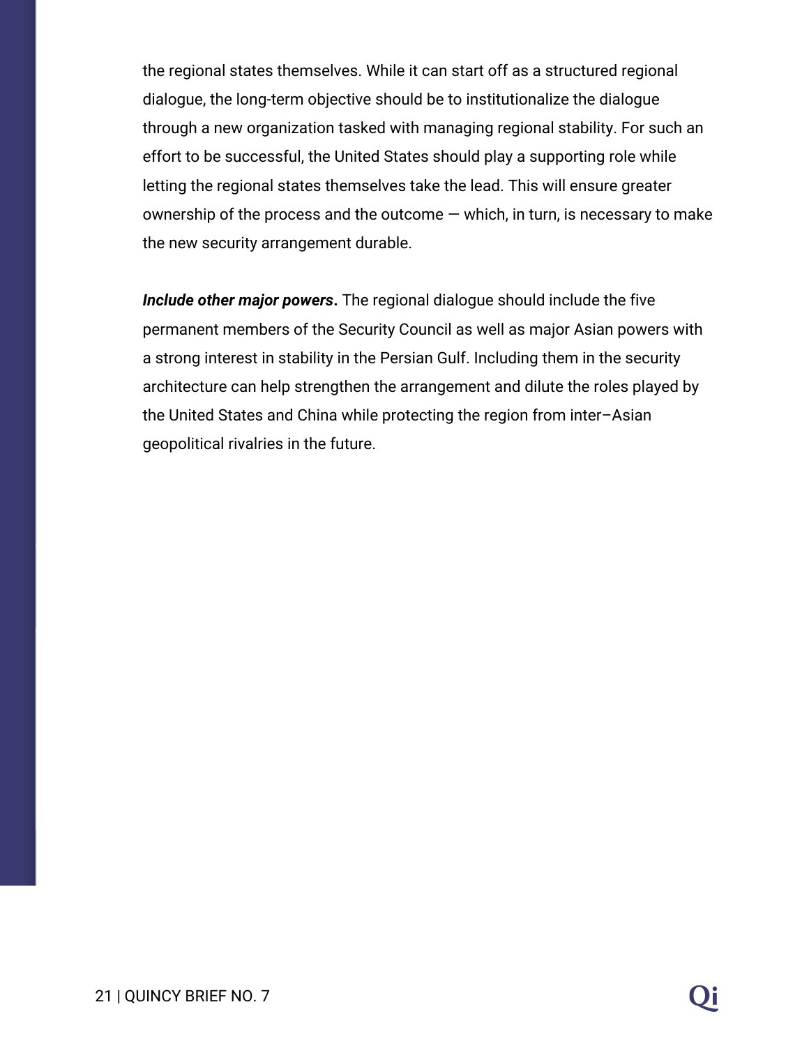the regional states themselves. While it can start off as a structured regional dialogue, the long-term objective should be to institutionalize the dialogue through a new organization tasked with managing regional stability. For such an effort to be successful, the United States should play a supporting role while letting the regional states themselves take the lead. This will ensure greater ownership of the process and the outcome — which, in turn, is necessary to make the new security arrangement durable.

***Include other major powers.*** The regional dialogue should include the five permanent members of the Security Council as well as major Asian powers with a strong interest in stability in the Persian Gulf. Including them in the security architecture can help strengthen the arrangement and dilute the roles played by the United States and China while protecting the region from inter–Asian geopolitical rivalries in the future.